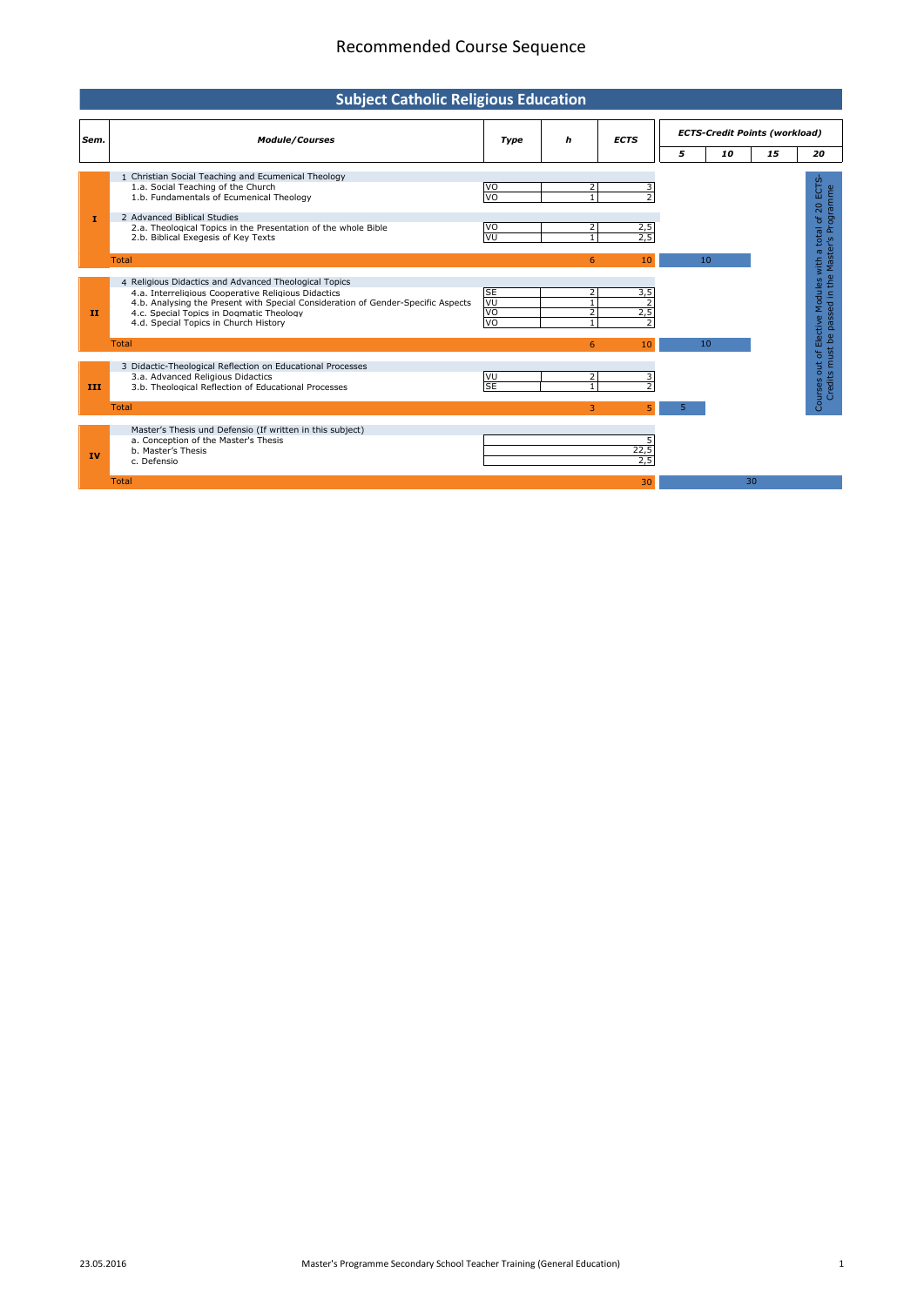# Recommended Course Sequence

## Subject Catholic Religious Education

| Sem. | Module/Courses | Type | h | ECTS | ECTS-Credit Points (workload) | | | |
|---|---|---|---|---|---|---|---|---|
| | | | | | 5 | 10 | 15 | 20 |
| I | 1 Christian Social Teaching and Ecumenical Theology | | | | | | | |
| | 1.a. Social Teaching of the Church | VO | 2 | 3 | | | | |
| | 1.b. Fundamentals of Ecumenical Theology | VO | 1 | 2 | | | | |
| | 2 Advanced Biblical Studies | | | | | | | |
| | 2.a. Theological Topics in the Presentation of the whole Bible | VO | 2 | 2,5 | | | | |
| | 2.b. Biblical Exegesis of Key Texts | VU | 1 | 2,5 | | | | |
| | Total | | 6 | 10 | | 10 | | |
| II | 4 Religious Didactics and Advanced Theological Topics | | | | | | | |
| | 4.a. Interreligious Cooperative Religious Didactics | SE | 2 | 3,5 | | | | |
| | 4.b. Analysing the Present with Special Consideration of Gender-Specific Aspects | VU | 1 | 2 | | | | |
| | 4.c. Special Topics in Dogmatic Theology | VO | 2 | 2,5 | | | | |
| | 4.d. Special Topics in Church History | VO | 1 | 2 | | | | |
| | Total | | 6 | 10 | | 10 | | |
| III | 3 Didactic-Theological Reflection on Educational Processes | | | | | | | |
| | 3.a. Advanced Religious Didactics | VU | 2 | 3 | | | | |
| | 3.b. Theological Reflection of Educational Processes | SE | 1 | 2 | | | | |
| | Total | | 3 | 5 | 5 | | | |
| IV | Master's Thesis und Defensio (If written in this subject) | | | | | | | |
| | a. Conception of the Master's Thesis | | | 5 | | | | |
| | b. Master's Thesis | | | 22,5 | | | | |
| | c. Defensio | | | 2,5 | | | | |
| | Total | | | 30 | | | 30 | |

Courses out of Elective Modules with a total of 20 ECTS-Credits must be passed in the Master's Programme

23.05.2016 Master's Programme Secondary School Teacher Training (General Education)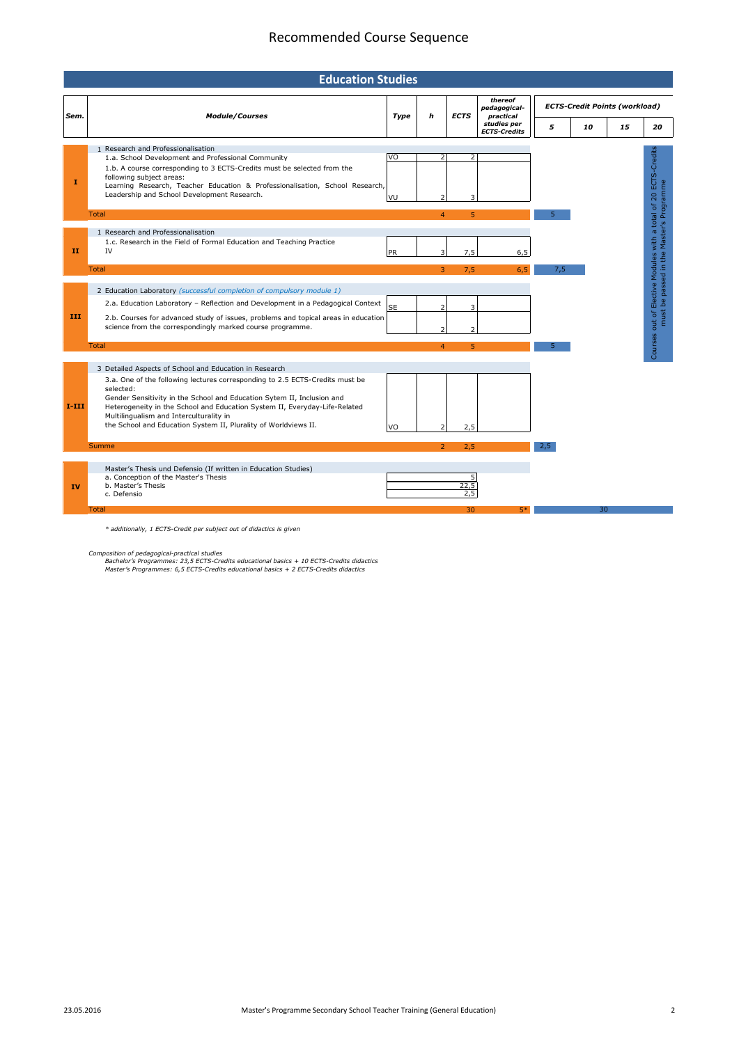# Recommended Course Sequence

## Education Studies

| Sem. | Module/Courses | Type | h | ECTS | thereof pedagogical-practical studies per ECTS-Credits | ECTS-Credit Points (workload) 5 | 10 | 15 | 20 |
|---|---|---|---|---|---|---|---|---|---|
| I | 1 Research and Professionalisation | | | | | | | | Courses out of Elective Modules with a total of 20 ECTS-Credits must be passed in the Master's Programme |
| | 1.a. School Development and Professional Community | VO | 2 | 2 | | | | | |
| | 1.b. A course corresponding to 3 ECTS-Credits must be selected from the following subject areas: Learning Research, Teacher Education & Professionalisation, School Research, Leadership and School Development Research. | VU | 2 | 3 | | | | | |
| | Total | | 4 | 5 | | 5 | | | |
| II | 1 Research and Professionalisation | | | | | | | | |
| | 1.c. Research in the Field of Formal Education and Teaching Practice IV | PR | 3 | 7,5 | 6,5 | | | | |
| | Total | | 3 | 7,5 | 6,5 | 7,5 | | | |
| III | 2 Education Laboratory *(successful completion of compulsory module 1)* | | | | | | | | |
| | 2.a. Education Laboratory – Reflection and Development in a Pedagogical Context | SE | 2 | 3 | | | | | |
| | 2.b. Courses for advanced study of issues, problems and topical areas in education science from the correspondingly marked course programme. | | 2 | 2 | | | | | |
| | Total | | 4 | 5 | | 5 | | | |
| I-III | 3 Detailed Aspects of School and Education in Research | | | | | | | | |
| | 3.a. One of the following lectures corresponding to 2.5 ECTS-Credits must be selected: Gender Sensitivity in the School and Education Sytem II, Inclusion and Heterogeneity in the School and Education System II, Everyday-Life-Related Multilingualism and Interculturality in the School and Education System II, Plurality of Worldviews II. | VO | 2 | 2,5 | | | | | |
| | Summe | | 2 | 2,5 | | 2,5 | | | |
| IV | Master's Thesis und Defensio (If written in Education Studies) | | | | | | | | |
| | a. Conception of the Master's Thesis | | | 5 | | | | | |
| | b. Master's Thesis | | | 22,5 | | | | | |
| | c. Defensio | | | 2,5 | | | | | |
| | Total | | | 30 | 5* | | 30 | | |

*\* additionally, 1 ECTS-Credit per subject out of didactics is given*

*Composition of pedagogical-practical studies*
*Bachelor's Programmes: 23,5 ECTS-Credits educational basics + 10 ECTS-Credits didactics*
*Master's Programmes: 6,5 ECTS-Credits educational basics + 2 ECTS-Credits didactics*